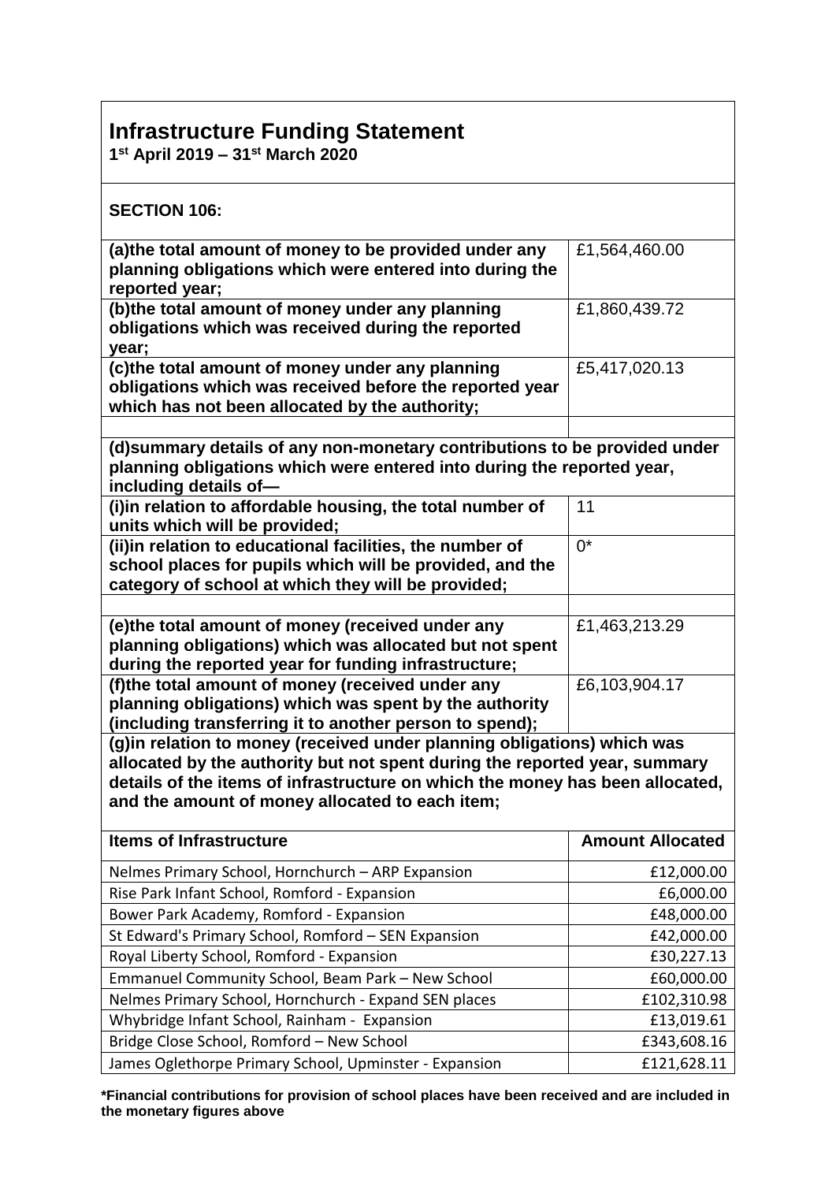# Infrastructure Funding Statement

**1st April 2019 – 31st March 2020**

## SECTION 106:

| | |
|---|---|
| **(a)the total amount of money to be provided under any planning obligations which were entered into during the reported year;** | £1,564,460.00 |
| **(b)the total amount of money under any planning obligations which was received during the reported year;** | £1,860,439.72 |
| **(c)the total amount of money under any planning obligations which was received before the reported year which has not been allocated by the authority;** | £5,417,020.13 |

**(d)summary details of any non-monetary contributions to be provided under planning obligations which were entered into during the reported year, including details of—**

| | |
|---|---|
| **(i)in relation to affordable housing, the total number of units which will be provided;** | 11 |
| **(ii)in relation to educational facilities, the number of school places for pupils which will be provided, and the category of school at which they will be provided;** | 0* |

| | |
|---|---|
| **(e)the total amount of money (received under any planning obligations) which was allocated but not spent during the reported year for funding infrastructure;** | £1,463,213.29 |
| **(f)the total amount of money (received under any planning obligations) which was spent by the authority (including transferring it to another person to spend);** | £6,103,904.17 |

**(g)in relation to money (received under planning obligations) which was allocated by the authority but not spent during the reported year, summary details of the items of infrastructure on which the money has been allocated, and the amount of money allocated to each item;**

| Items of Infrastructure | Amount Allocated |
|---|---:|
| Nelmes Primary School, Hornchurch – ARP Expansion | £12,000.00 |
| Rise Park Infant School, Romford - Expansion | £6,000.00 |
| Bower Park Academy, Romford - Expansion | £48,000.00 |
| St Edward's Primary School, Romford – SEN Expansion | £42,000.00 |
| Royal Liberty School, Romford - Expansion | £30,227.13 |
| Emmanuel Community School, Beam Park – New School | £60,000.00 |
| Nelmes Primary School, Hornchurch - Expand SEN places | £102,310.98 |
| Whybridge Infant School, Rainham - Expansion | £13,019.61 |
| Bridge Close School, Romford – New School | £343,608.16 |
| James Oglethorpe Primary School, Upminster - Expansion | £121,628.11 |

***Financial contributions for provision of school places have been received and are included in the monetary figures above**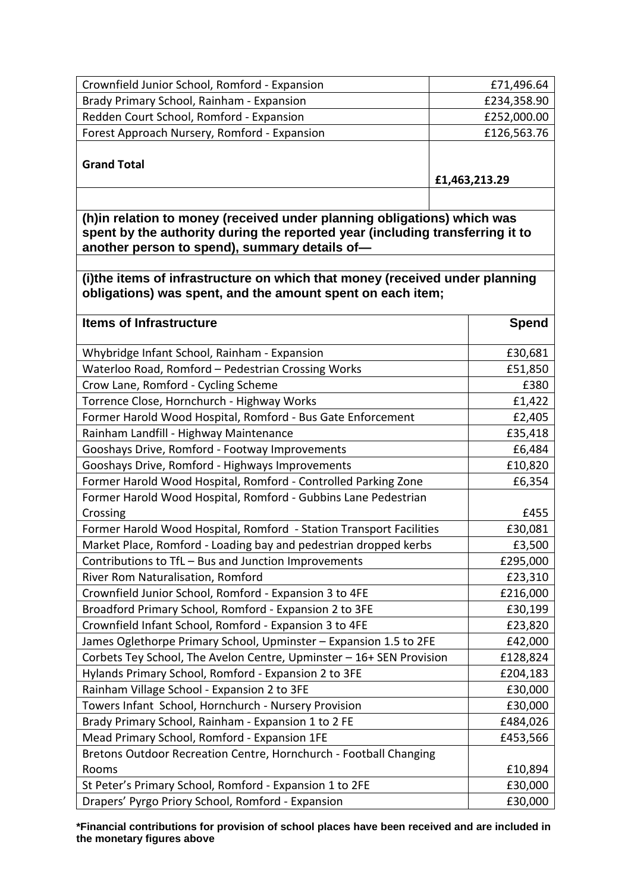| | |
|---|---|
| Crownfield Junior School, Romford - Expansion | £71,496.64 |
| Brady Primary School, Rainham - Expansion | £234,358.90 |
| Redden Court School, Romford - Expansion | £252,000.00 |
| Forest Approach Nursery, Romford - Expansion | £126,563.76 |
| **Grand Total** | **£1,463,213.29** |

**(h)in relation to money (received under planning obligations) which was spent by the authority during the reported year (including transferring it to another person to spend), summary details of—**

**(i)the items of infrastructure on which that money (received under planning obligations) was spent, and the amount spent on each item;**

| Items of Infrastructure | Spend |
|---|---|
| Whybridge Infant School, Rainham - Expansion | £30,681 |
| Waterloo Road, Romford – Pedestrian Crossing Works | £51,850 |
| Crow Lane, Romford - Cycling Scheme | £380 |
| Torrence Close, Hornchurch - Highway Works | £1,422 |
| Former Harold Wood Hospital, Romford - Bus Gate Enforcement | £2,405 |
| Rainham Landfill - Highway Maintenance | £35,418 |
| Gooshays Drive, Romford - Footway Improvements | £6,484 |
| Gooshays Drive, Romford - Highways Improvements | £10,820 |
| Former Harold Wood Hospital, Romford - Controlled Parking Zone | £6,354 |
| Former Harold Wood Hospital, Romford - Gubbins Lane Pedestrian Crossing | £455 |
| Former Harold Wood Hospital, Romford - Station Transport Facilities | £30,081 |
| Market Place, Romford - Loading bay and pedestrian dropped kerbs | £3,500 |
| Contributions to TfL – Bus and Junction Improvements | £295,000 |
| River Rom Naturalisation, Romford | £23,310 |
| Crownfield Junior School, Romford - Expansion 3 to 4FE | £216,000 |
| Broadford Primary School, Romford - Expansion 2 to 3FE | £30,199 |
| Crownfield Infant School, Romford - Expansion 3 to 4FE | £23,820 |
| James Oglethorpe Primary School, Upminster – Expansion 1.5 to 2FE | £42,000 |
| Corbets Tey School, The Avelon Centre, Upminster – 16+ SEN Provision | £128,824 |
| Hylands Primary School, Romford - Expansion 2 to 3FE | £204,183 |
| Rainham Village School - Expansion 2 to 3FE | £30,000 |
| Towers Infant School, Hornchurch - Nursery Provision | £30,000 |
| Brady Primary School, Rainham - Expansion 1 to 2 FE | £484,026 |
| Mead Primary School, Romford - Expansion 1FE | £453,566 |
| Bretons Outdoor Recreation Centre, Hornchurch - Football Changing Rooms | £10,894 |
| St Peter's Primary School, Romford - Expansion 1 to 2FE | £30,000 |
| Drapers' Pyrgo Priory School, Romford - Expansion | £30,000 |

**\*Financial contributions for provision of school places have been received and are included in the monetary figures above**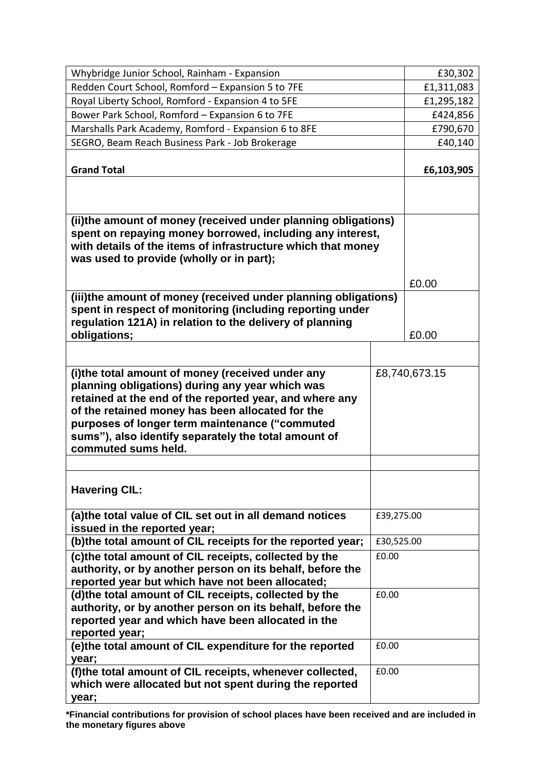| | |
|---|---|
| Whybridge Junior School, Rainham - Expansion | £30,302 |
| Redden Court School, Romford – Expansion 5 to 7FE | £1,311,083 |
| Royal Liberty School, Romford - Expansion 4 to 5FE | £1,295,182 |
| Bower Park School, Romford – Expansion 6 to 7FE | £424,856 |
| Marshalls Park Academy, Romford - Expansion 6 to 8FE | £790,670 |
| SEGRO, Beam Reach Business Park - Job Brokerage | £40,140 |
| **Grand Total** | **£6,103,905** |
| | |
| **(ii)the amount of money (received under planning obligations) spent on repaying money borrowed, including any interest, with details of the items of infrastructure which that money was used to provide (wholly or in part);** | £0.00 |
| **(iii)the amount of money (received under planning obligations) spent in respect of monitoring (including reporting under regulation 121A) in relation to the delivery of planning obligations;** | £0.00 |
| | |
| **(i)the total amount of money (received under any planning obligations) during any year which was retained at the end of the reported year, and where any of the retained money has been allocated for the purposes of longer term maintenance ("commuted sums"), also identify separately the total amount of commuted sums held.** | £8,740,673.15 |
| | |
| **Havering CIL:** | |
| **(a)the total value of CIL set out in all demand notices issued in the reported year;** | £39,275.00 |
| **(b)the total amount of CIL receipts for the reported year;** | £30,525.00 |
| **(c)the total amount of CIL receipts, collected by the authority, or by another person on its behalf, before the reported year but which have not been allocated;** | £0.00 |
| **(d)the total amount of CIL receipts, collected by the authority, or by another person on its behalf, before the reported year and which have been allocated in the reported year;** | £0.00 |
| **(e)the total amount of CIL expenditure for the reported year;** | £0.00 |
| **(f)the total amount of CIL receipts, whenever collected, which were allocated but not spent during the reported year;** | £0.00 |

**\*Financial contributions for provision of school places have been received and are included in the monetary figures above**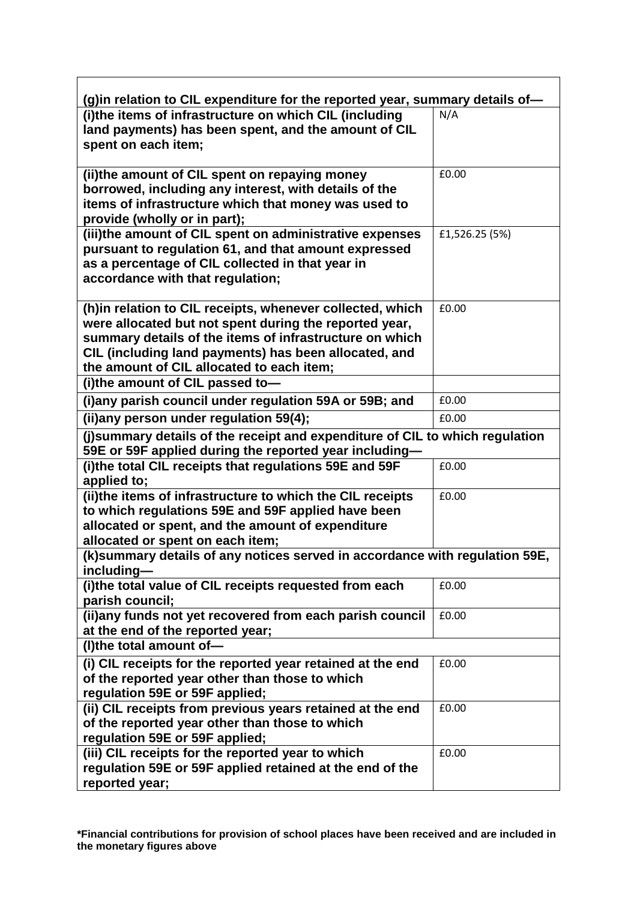| (g)in relation to CIL expenditure for the reported year, summary details of— | |
|---|---|
| (i)the items of infrastructure on which CIL (including land payments) has been spent, and the amount of CIL spent on each item; | N/A |
| (ii)the amount of CIL spent on repaying money borrowed, including any interest, with details of the items of infrastructure which that money was used to provide (wholly or in part); | £0.00 |
| (iii)the amount of CIL spent on administrative expenses pursuant to regulation 61, and that amount expressed as a percentage of CIL collected in that year in accordance with that regulation; | £1,526.25 (5%) |
| (h)in relation to CIL receipts, whenever collected, which were allocated but not spent during the reported year, summary details of the items of infrastructure on which CIL (including land payments) has been allocated, and the amount of CIL allocated to each item; | £0.00 |
| (i)the amount of CIL passed to— | |
| (i)any parish council under regulation 59A or 59B; and | £0.00 |
| (ii)any person under regulation 59(4); | £0.00 |
| (j)summary details of the receipt and expenditure of CIL to which regulation 59E or 59F applied during the reported year including— | |
| (i)the total CIL receipts that regulations 59E and 59F applied to; | £0.00 |
| (ii)the items of infrastructure to which the CIL receipts to which regulations 59E and 59F applied have been allocated or spent, and the amount of expenditure allocated or spent on each item; | £0.00 |
| (k)summary details of any notices served in accordance with regulation 59E, including— | |
| (i)the total value of CIL receipts requested from each parish council; | £0.00 |
| (ii)any funds not yet recovered from each parish council at the end of the reported year; | £0.00 |
| (l)the total amount of— | |
| (i) CIL receipts for the reported year retained at the end of the reported year other than those to which regulation 59E or 59F applied; | £0.00 |
| (ii) CIL receipts from previous years retained at the end of the reported year other than those to which regulation 59E or 59F applied; | £0.00 |
| (iii) CIL receipts for the reported year to which regulation 59E or 59F applied retained at the end of the reported year; | £0.00 |

**\*Financial contributions for provision of school places have been received and are included in the monetary figures above**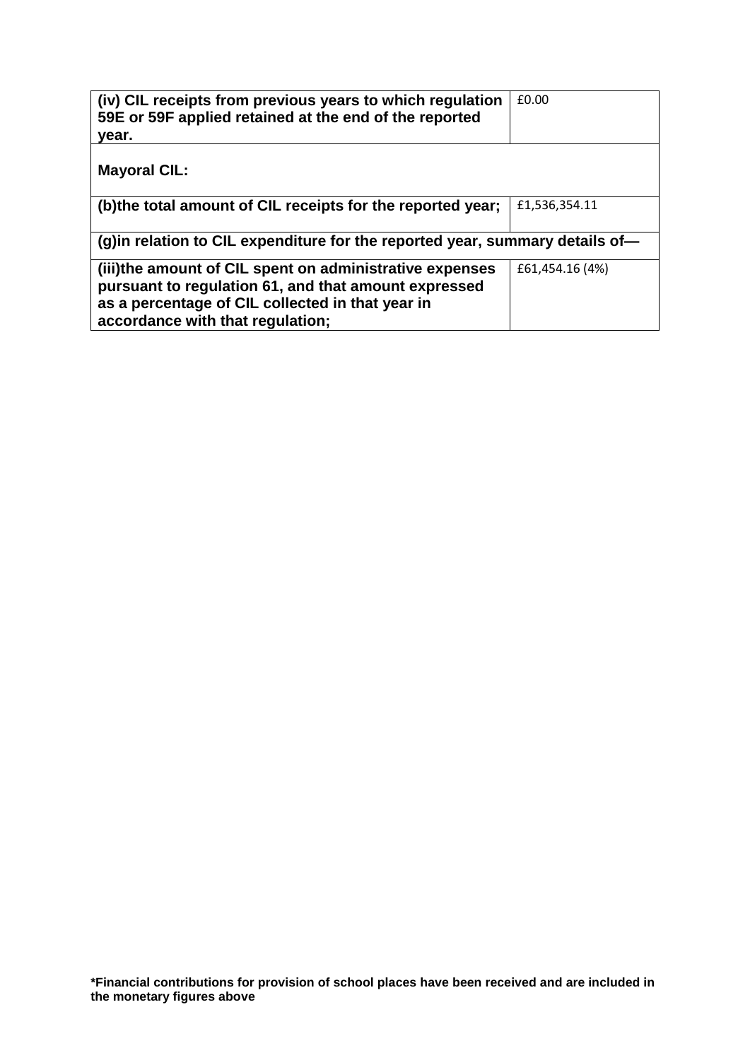| | |
|---|---|
| **(iv) CIL receipts from previous years to which regulation 59E or 59F applied retained at the end of the reported year.** | £0.00 |
| **Mayoral CIL:** | |
| **(b)the total amount of CIL receipts for the reported year;** | £1,536,354.11 |
| **(g)in relation to CIL expenditure for the reported year, summary details of—** | |
| **(iii)the amount of CIL spent on administrative expenses pursuant to regulation 61, and that amount expressed as a percentage of CIL collected in that year in accordance with that regulation;** | £61,454.16 (4%) |

**\*Financial contributions for provision of school places have been received and are included in the monetary figures above**